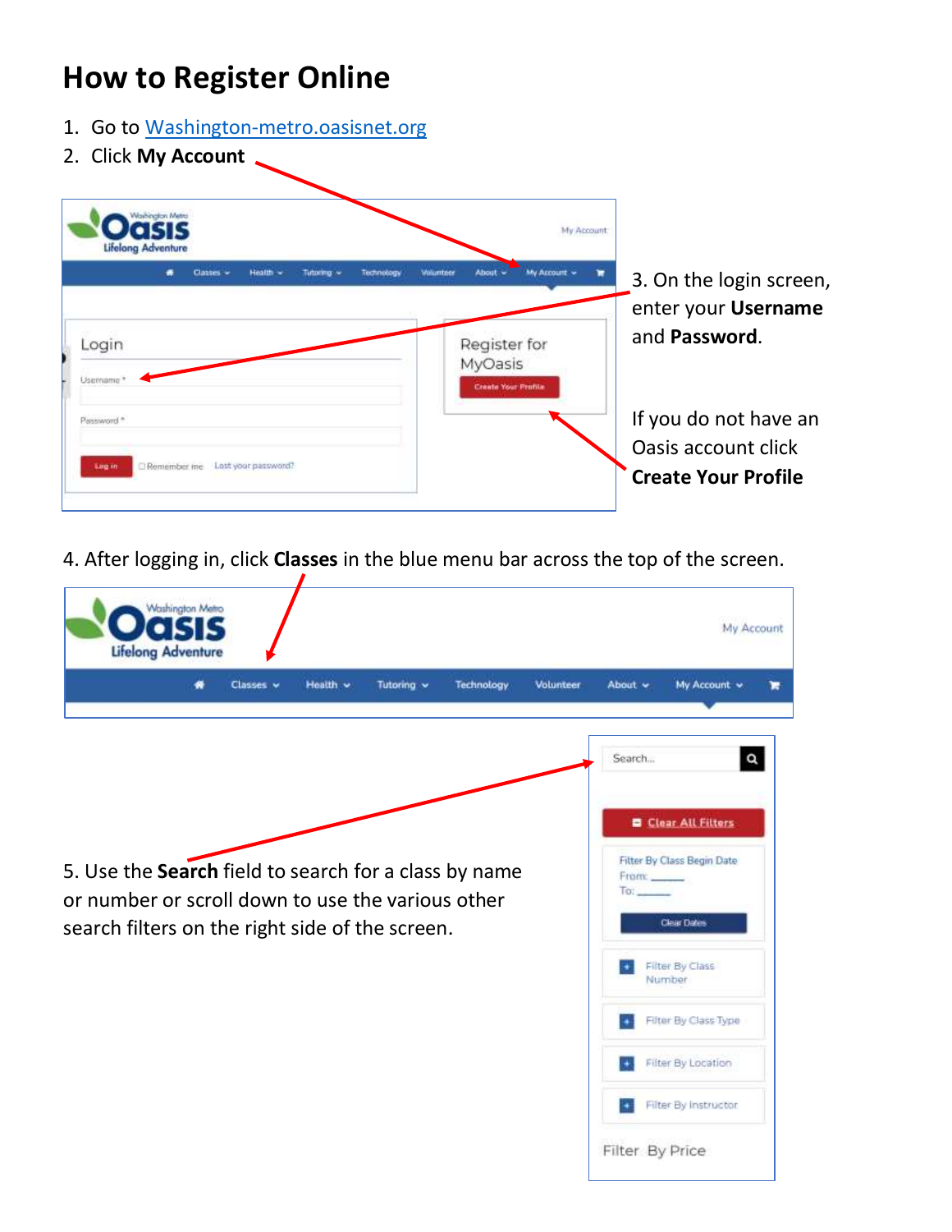# How to Register Online

1. Go to [Washington-metro.oasisnet.org](Washington-metro.oasisnet.org)
2. Click **My Account**

3. On the login screen, enter your **Username** and **Password**.

If you do not have an Oasis account click **Create Your Profile**

4. After logging in, click **Classes** in the blue menu bar across the top of the screen.

5. Use the **Search** field to search for a class by name or number or scroll down to use the various other search filters on the right side of the screen.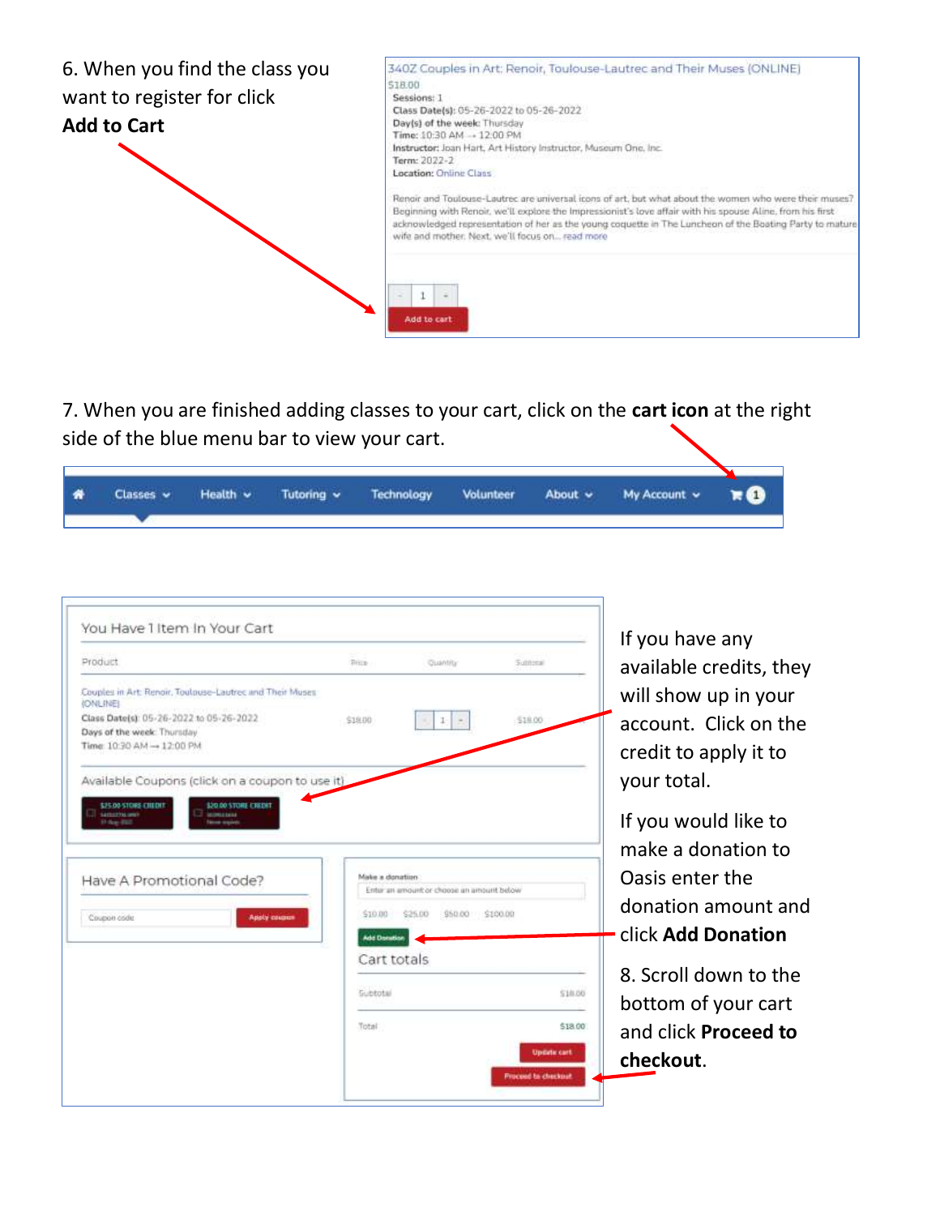6. When you find the class you want to register for click **Add to Cart**

340Z Couples in Art: Renoir, Toulouse-Lautrec and Their Muses (ONLINE)
$18.00
**Sessions:** 1
**Class Date(s):** 05-26-2022 to 05-26-2022
**Day(s) of the week:** Thursday
**Time:** 10:30 AM → 12:00 PM
**Instructor:** Joan Hart, Art History Instructor, Museum One, Inc.
**Term:** 2022-2
**Location:** Online Class

Renoir and Toulouse-Lautrec are universal icons of art, but what about the women who were their muses? Beginning with Renoir, we'll explore the Impressionist's love affair with his spouse Aline, from his first acknowledged representation of her as the young coquette in The Luncheon of the Boating Party to mature wife and mother. Next, we'll focus on... read more

Add to cart

7. When you are finished adding classes to your cart, click on the **cart icon** at the right side of the blue menu bar to view your cart.

Classes | Health | Tutoring | Technology | Volunteer | About | My Account | 1

You Have 1 Item In Your Cart

| Product | Price | Quantity | Subtotal |
|---|---|---|---|
| Couples in Art: Renoir, Toulouse-Lautrec and Their Muses (ONLINE) Class Date(s): 05-26-2022 to 05-26-2022 Days of the week: Thursday Time: 10:30 AM → 12:00 PM | $18.00 | 1 | $18.00 |

Available Coupons (click on a coupon to use it)

$25.00 STORE CREDIT | $20.00 STORE CREDIT

Have A Promotional Code?

Coupon code | Apply coupon

Make a donation
Enter an amount or choose an amount below
$10.00 $25.00 $50.00 $100.00
Add Donation

Cart totals

| | |
|---|---|
| Subtotal | $18.00 |
| Total | $18.00 |

Update cart
Proceed to checkout

If you have any available credits, they will show up in your account. Click on the credit to apply it to your total.

If you would like to make a donation to Oasis enter the donation amount and click **Add Donation**

8. Scroll down to the bottom of your cart and click **Proceed to checkout**.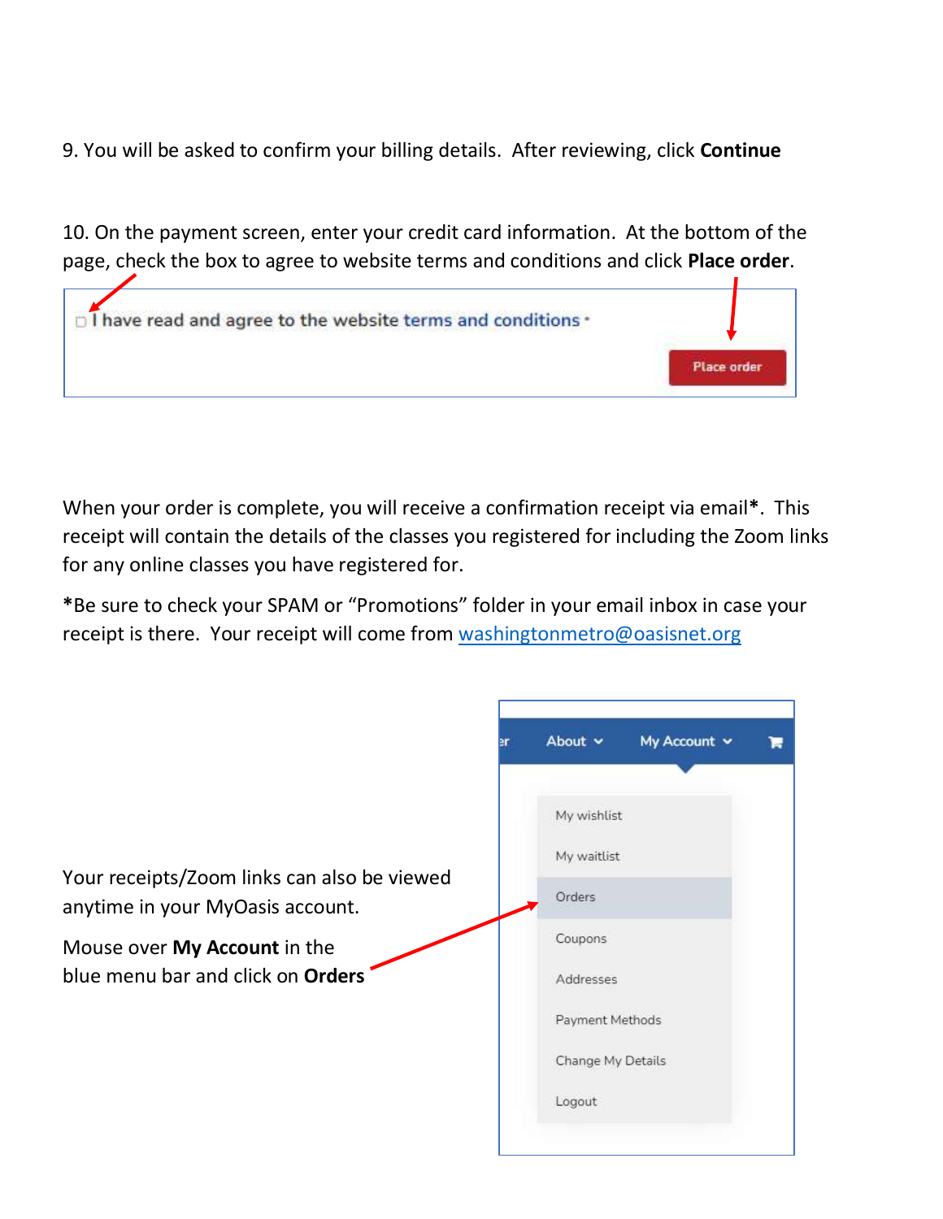9. You will be asked to confirm your billing details. After reviewing, click **Continue**

10. On the payment screen, enter your credit card information. At the bottom of the page, check the box to agree to website terms and conditions and click **Place order**.

When your order is complete, you will receive a confirmation receipt via email*. This receipt will contain the details of the classes you registered for including the Zoom links for any online classes you have registered for.

***Be sure to check your SPAM or “Promotions” folder in your email inbox in case your receipt is there. Your receipt will come from washingtonmetro@oasisnet.org

Your receipts/Zoom links can also be viewed anytime in your MyOasis account.

Mouse over **My Account** in the blue menu bar and click on **Orders**